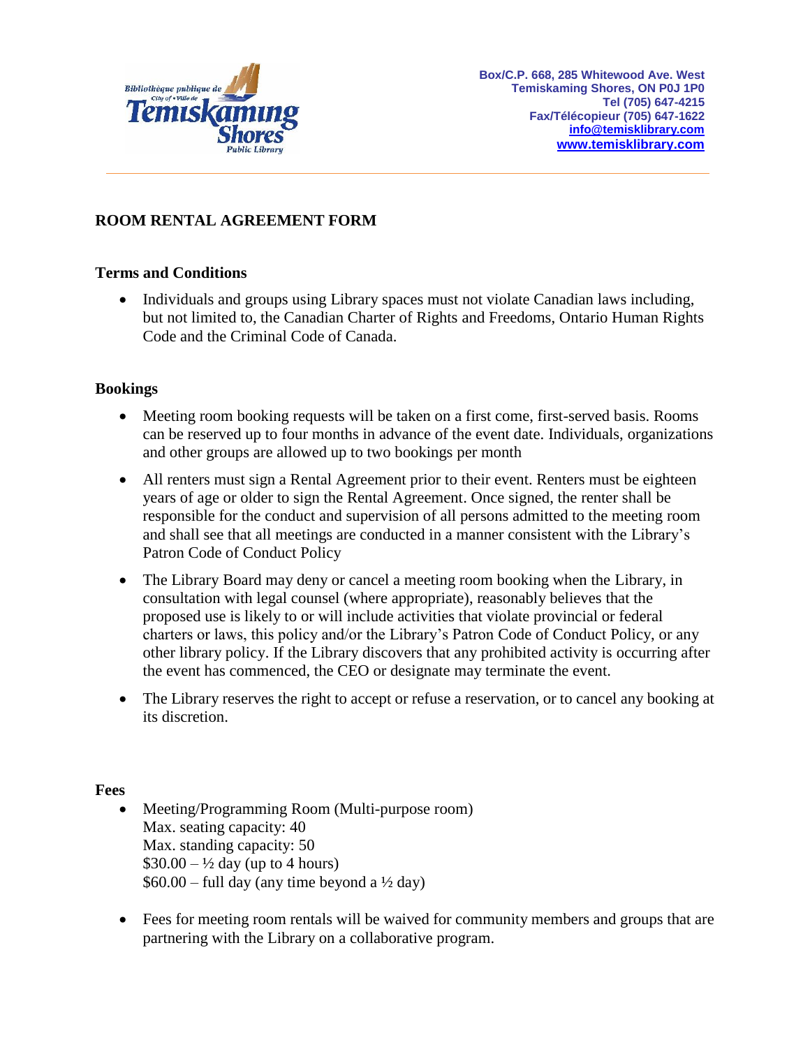Box/C.P. 668, 285 Whitewood Ave. West
Temiskaming Shores, ON P0J 1P0
Tel (705) 647-4215
Fax/Télécopieur (705) 647-1622
info@temisklibrary.com
www.temisklibrary.com

# ROOM RENTAL AGREEMENT FORM

## Terms and Conditions

- Individuals and groups using Library spaces must not violate Canadian laws including, but not limited to, the Canadian Charter of Rights and Freedoms, Ontario Human Rights Code and the Criminal Code of Canada.

## Bookings

- Meeting room booking requests will be taken on a first come, first-served basis. Rooms can be reserved up to four months in advance of the event date. Individuals, organizations and other groups are allowed up to two bookings per month
- All renters must sign a Rental Agreement prior to their event. Renters must be eighteen years of age or older to sign the Rental Agreement. Once signed, the renter shall be responsible for the conduct and supervision of all persons admitted to the meeting room and shall see that all meetings are conducted in a manner consistent with the Library's Patron Code of Conduct Policy
- The Library Board may deny or cancel a meeting room booking when the Library, in consultation with legal counsel (where appropriate), reasonably believes that the proposed use is likely to or will include activities that violate provincial or federal charters or laws, this policy and/or the Library's Patron Code of Conduct Policy, or any other library policy. If the Library discovers that any prohibited activity is occurring after the event has commenced, the CEO or designate may terminate the event.
- The Library reserves the right to accept or refuse a reservation, or to cancel any booking at its discretion.

## Fees

- Meeting/Programming Room (Multi-purpose room)
  Max. seating capacity: 40
  Max. standing capacity: 50
  $30.00 – ½ day (up to 4 hours)
  $60.00 – full day (any time beyond a ½ day)
- Fees for meeting room rentals will be waived for community members and groups that are partnering with the Library on a collaborative program.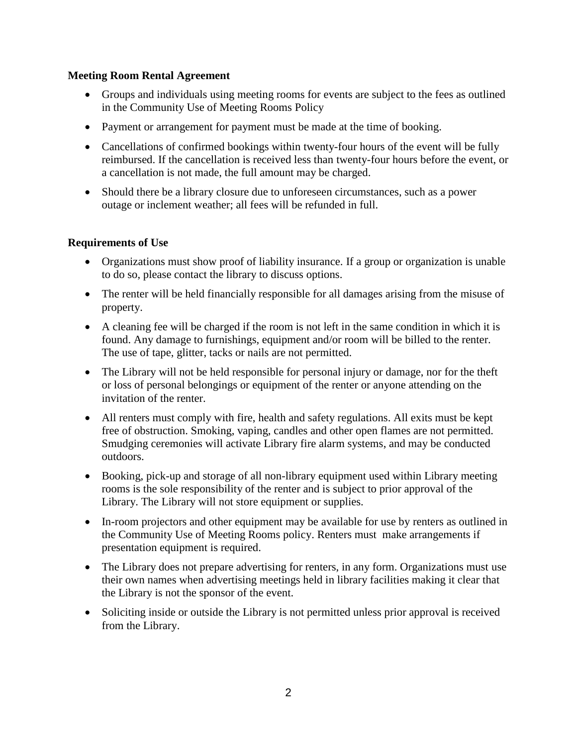**Meeting Room Rental Agreement**

- Groups and individuals using meeting rooms for events are subject to the fees as outlined in the Community Use of Meeting Rooms Policy
- Payment or arrangement for payment must be made at the time of booking.
- Cancellations of confirmed bookings within twenty-four hours of the event will be fully reimbursed. If the cancellation is received less than twenty-four hours before the event, or a cancellation is not made, the full amount may be charged.
- Should there be a library closure due to unforeseen circumstances, such as a power outage or inclement weather; all fees will be refunded in full.

**Requirements of Use**

- Organizations must show proof of liability insurance. If a group or organization is unable to do so, please contact the library to discuss options.
- The renter will be held financially responsible for all damages arising from the misuse of property.
- A cleaning fee will be charged if the room is not left in the same condition in which it is found. Any damage to furnishings, equipment and/or room will be billed to the renter. The use of tape, glitter, tacks or nails are not permitted.
- The Library will not be held responsible for personal injury or damage, nor for the theft or loss of personal belongings or equipment of the renter or anyone attending on the invitation of the renter.
- All renters must comply with fire, health and safety regulations. All exits must be kept free of obstruction. Smoking, vaping, candles and other open flames are not permitted. Smudging ceremonies will activate Library fire alarm systems, and may be conducted outdoors.
- Booking, pick-up and storage of all non-library equipment used within Library meeting rooms is the sole responsibility of the renter and is subject to prior approval of the Library. The Library will not store equipment or supplies.
- In-room projectors and other equipment may be available for use by renters as outlined in the Community Use of Meeting Rooms policy. Renters must make arrangements if presentation equipment is required.
- The Library does not prepare advertising for renters, in any form. Organizations must use their own names when advertising meetings held in library facilities making it clear that the Library is not the sponsor of the event.
- Soliciting inside or outside the Library is not permitted unless prior approval is received from the Library.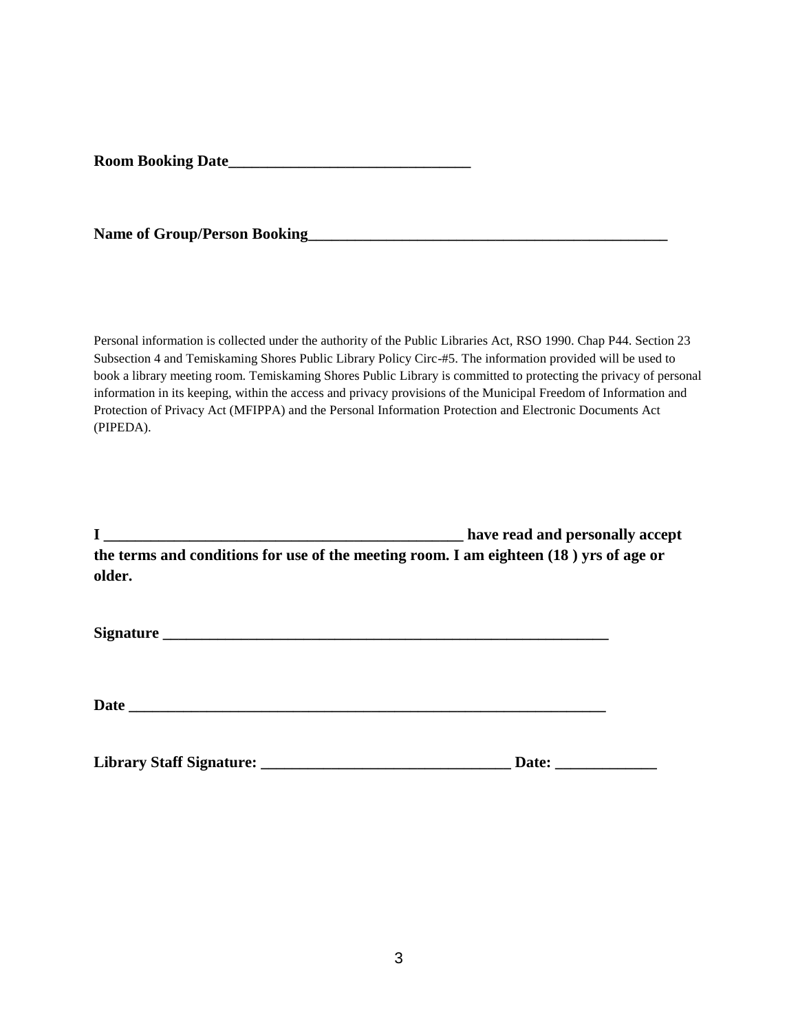**Room Booking Date______________________________**

**Name of Group/Person Booking_____________________________________________**

Personal information is collected under the authority of the Public Libraries Act, RSO 1990. Chap P44. Section 23 Subsection 4 and Temiskaming Shores Public Library Policy Circ-#5. The information provided will be used to book a library meeting room. Temiskaming Shores Public Library is committed to protecting the privacy of personal information in its keeping, within the access and privacy provisions of the Municipal Freedom of Information and Protection of Privacy Act (MFIPPA) and the Personal Information Protection and Electronic Documents Act (PIPEDA).

**I ____________________________________________ have read and personally accept the terms and conditions for use of the meeting room. I am eighteen (18 ) yrs of age or older.**

**Signature ________________________________________________________**

**Date ____________________________________________________________**

**Library Staff Signature: _______________________________ Date: ____________**